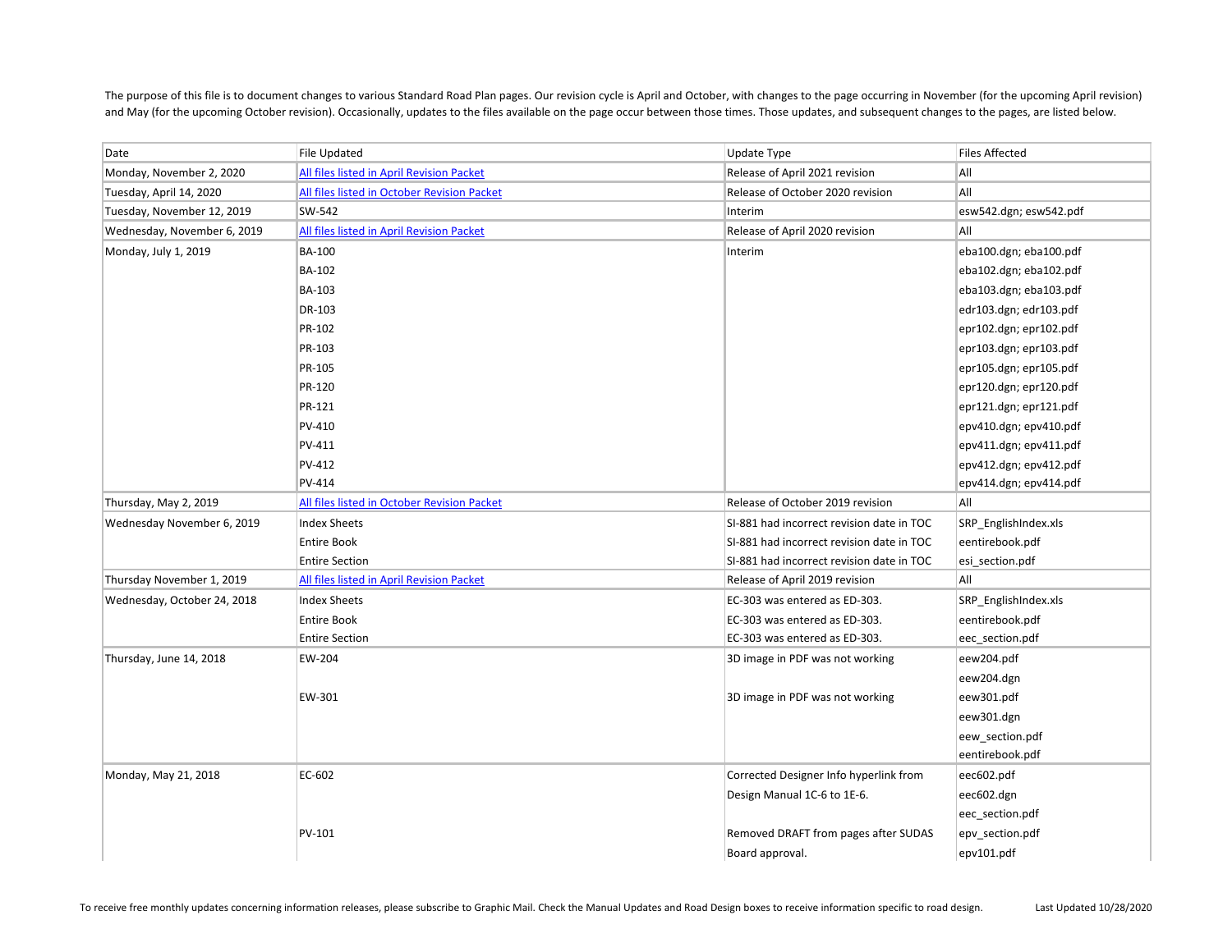The purpose of this file is to document changes to various Standard Road Plan pages. Our revision cycle is April and October, with changes to the page occurring in November (for the upcoming April revision) and May (for the upcoming October revision). Occasionally, updates to the files available on the page occur between those times. Those updates, and subsequent changes to the pages, are listed below.

| Date | File Updated | Update Type | Files Affected |
|---|---|---|---|
| Monday, November 2, 2020 | All files listed in April Revision Packet | Release of April 2021 revision | All |
| Tuesday, April 14, 2020 | All files listed in October Revision Packet | Release of October 2020 revision | All |
| Tuesday, November 12, 2019 | SW-542 | Interim | esw542.dgn; esw542.pdf |
| Wednesday, November 6, 2019 | All files listed in April Revision Packet | Release of April 2020 revision | All |
| Monday, July 1, 2019 | BA-100 | Interim | eba100.dgn; eba100.pdf |
| | BA-102 | | eba102.dgn; eba102.pdf |
| | BA-103 | | eba103.dgn; eba103.pdf |
| | DR-103 | | edr103.dgn; edr103.pdf |
| | PR-102 | | epr102.dgn; epr102.pdf |
| | PR-103 | | epr103.dgn; epr103.pdf |
| | PR-105 | | epr105.dgn; epr105.pdf |
| | PR-120 | | epr120.dgn; epr120.pdf |
| | PR-121 | | epr121.dgn; epr121.pdf |
| | PV-410 | | epv410.dgn; epv410.pdf |
| | PV-411 | | epv411.dgn; epv411.pdf |
| | PV-412 | | epv412.dgn; epv412.pdf |
| | PV-414 | | epv414.dgn; epv414.pdf |
| Thursday, May 2, 2019 | All files listed in October Revision Packet | Release of October 2019 revision | All |
| Wednesday November 6, 2019 | Index Sheets | SI-881 had incorrect revision date in TOC | SRP_EnglishIndex.xls |
| | Entire Book | SI-881 had incorrect revision date in TOC | eentirebook.pdf |
| | Entire Section | SI-881 had incorrect revision date in TOC | esi_section.pdf |
| Thursday November 1, 2019 | All files listed in April Revision Packet | Release of April 2019 revision | All |
| Wednesday, October 24, 2018 | Index Sheets | EC-303 was entered as ED-303. | SRP_EnglishIndex.xls |
| | Entire Book | EC-303 was entered as ED-303. | eentirebook.pdf |
| | Entire Section | EC-303 was entered as ED-303. | eec_section.pdf |
| Thursday, June 14, 2018 | EW-204 | 3D image in PDF was not working | eew204.pdf |
| | | | eew204.dgn |
| | EW-301 | 3D image in PDF was not working | eew301.pdf |
| | | | eew301.dgn |
| | | | eew_section.pdf |
| | | | eentirebook.pdf |
| Monday, May 21, 2018 | EC-602 | Corrected Designer Info hyperlink from | eec602.pdf |
| | | Design Manual 1C-6 to 1E-6. | eec602.dgn |
| | | | eec_section.pdf |
| | PV-101 | Removed DRAFT from pages after SUDAS | epv_section.pdf |
| | | Board approval. | epv101.pdf |

To receive free monthly updates concerning information releases, please subscribe to Graphic Mail. Check the Manual Updates and Road Design boxes to receive information specific to road design.

Last Updated 10/28/2020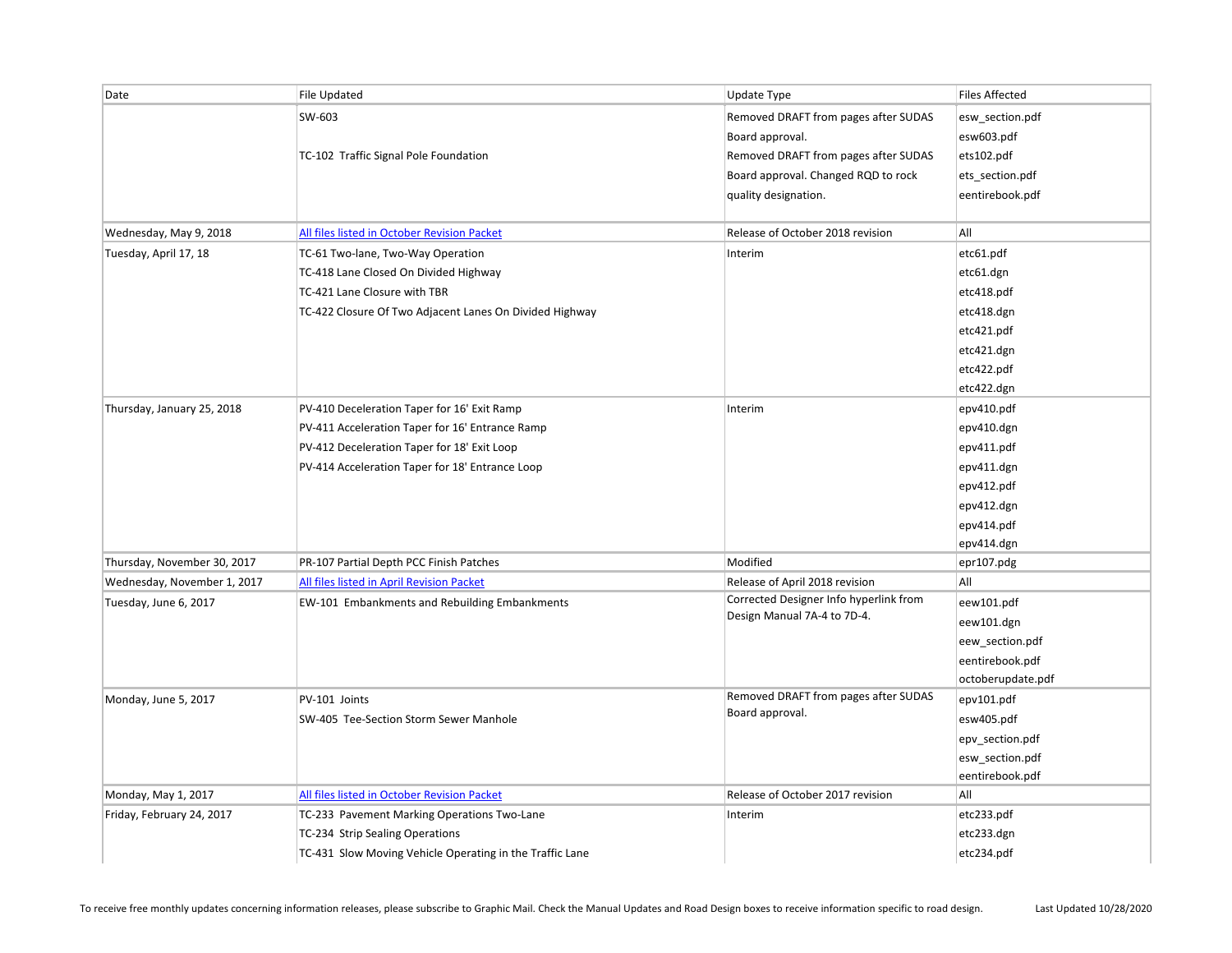| Date | File Updated | Update Type | Files Affected |
| --- | --- | --- | --- |
| | SW-603<br><br>TC-102 Traffic Signal Pole Foundation | Removed DRAFT from pages after SUDAS Board approval.<br>Removed DRAFT from pages after SUDAS Board approval. Changed RQD to rock quality designation. | esw_section.pdf<br>esw603.pdf<br>ets102.pdf<br>ets_section.pdf<br>eentirebook.pdf |
| Wednesday, May 9, 2018 | All files listed in October Revision Packet | Release of October 2018 revision | All |
| Tuesday, April 17, 18 | TC-61 Two-lane, Two-Way Operation<br>TC-418 Lane Closed On Divided Highway<br>TC-421 Lane Closure with TBR<br>TC-422 Closure Of Two Adjacent Lanes On Divided Highway | Interim | etc61.pdf<br>etc61.dgn<br>etc418.pdf<br>etc418.dgn<br>etc421.pdf<br>etc421.dgn<br>etc422.pdf<br>etc422.dgn |
| Thursday, January 25, 2018 | PV-410 Deceleration Taper for 16' Exit Ramp<br>PV-411 Acceleration Taper for 16' Entrance Ramp<br>PV-412 Deceleration Taper for 18' Exit Loop<br>PV-414 Acceleration Taper for 18' Entrance Loop | Interim | epv410.pdf<br>epv410.dgn<br>epv411.pdf<br>epv411.dgn<br>epv412.pdf<br>epv412.dgn<br>epv414.pdf<br>epv414.dgn |
| Thursday, November 30, 2017 | PR-107 Partial Depth PCC Finish Patches | Modified | epr107.pdg |
| Wednesday, November 1, 2017 | All files listed in April Revision Packet | Release of April 2018 revision | All |
| Tuesday, June 6, 2017 | EW-101 Embankments and Rebuilding Embankments | Corrected Designer Info hyperlink from Design Manual 7A-4 to 7D-4. | eew101.pdf<br>eew101.dgn<br>eew_section.pdf<br>eentirebook.pdf<br>octoberupdate.pdf |
| Monday, June 5, 2017 | PV-101 Joints<br>SW-405 Tee-Section Storm Sewer Manhole | Removed DRAFT from pages after SUDAS Board approval. | epv101.pdf<br>esw405.pdf<br>epv_section.pdf<br>esw_section.pdf<br>eentirebook.pdf |
| Monday, May 1, 2017 | All files listed in October Revision Packet | Release of October 2017 revision | All |
| Friday, February 24, 2017 | TC-233 Pavement Marking Operations Two-Lane<br>TC-234 Strip Sealing Operations<br>TC-431 Slow Moving Vehicle Operating in the Traffic Lane | Interim | etc233.pdf<br>etc233.dgn<br>etc234.pdf |

To receive free monthly updates concerning information releases, please subscribe to Graphic Mail. Check the Manual Updates and Road Design boxes to receive information specific to road design.

Last Updated 10/28/2020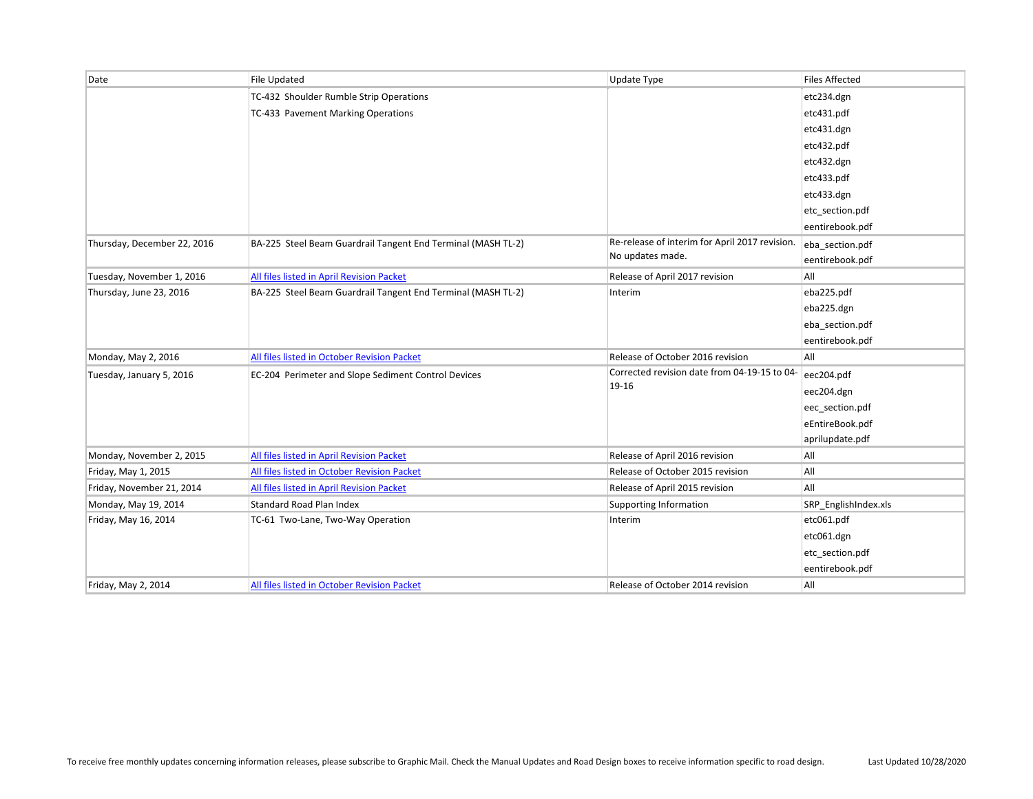| Date | File Updated | Update Type | Files Affected |
|---|---|---|---|
| | TC-432 Shoulder Rumble Strip Operations<br>TC-433 Pavement Marking Operations | | etc234.dgn<br>etc431.pdf<br>etc431.dgn<br>etc432.pdf<br>etc432.dgn<br>etc433.pdf<br>etc433.dgn<br>etc_section.pdf<br>eentirebook.pdf |
| Thursday, December 22, 2016 | BA-225 Steel Beam Guardrail Tangent End Terminal (MASH TL-2) | Re-release of interim for April 2017 revision. No updates made. | eba_section.pdf<br>eentirebook.pdf |
| Tuesday, November 1, 2016 | All files listed in April Revision Packet | Release of April 2017 revision | All |
| Thursday, June 23, 2016 | BA-225 Steel Beam Guardrail Tangent End Terminal (MASH TL-2) | Interim | eba225.pdf<br>eba225.dgn<br>eba_section.pdf<br>eentirebook.pdf |
| Monday, May 2, 2016 | All files listed in October Revision Packet | Release of October 2016 revision | All |
| Tuesday, January 5, 2016 | EC-204 Perimeter and Slope Sediment Control Devices | Corrected revision date from 04-19-15 to 04-19-16 | eec204.pdf<br>eec204.dgn<br>eec_section.pdf<br>eEntireBook.pdf<br>aprilupdate.pdf |
| Monday, November 2, 2015 | All files listed in April Revision Packet | Release of April 2016 revision | All |
| Friday, May 1, 2015 | All files listed in October Revision Packet | Release of October 2015 revision | All |
| Friday, November 21, 2014 | All files listed in April Revision Packet | Release of April 2015 revision | All |
| Monday, May 19, 2014 | Standard Road Plan Index | Supporting Information | SRP_EnglishIndex.xls |
| Friday, May 16, 2014 | TC-61 Two-Lane, Two-Way Operation | Interim | etc061.pdf<br>etc061.dgn<br>etc_section.pdf<br>eentirebook.pdf |
| Friday, May 2, 2014 | All files listed in October Revision Packet | Release of October 2014 revision | All |

To receive free monthly updates concerning information releases, please subscribe to Graphic Mail. Check the Manual Updates and Road Design boxes to receive information specific to road design.

Last Updated 10/28/2020